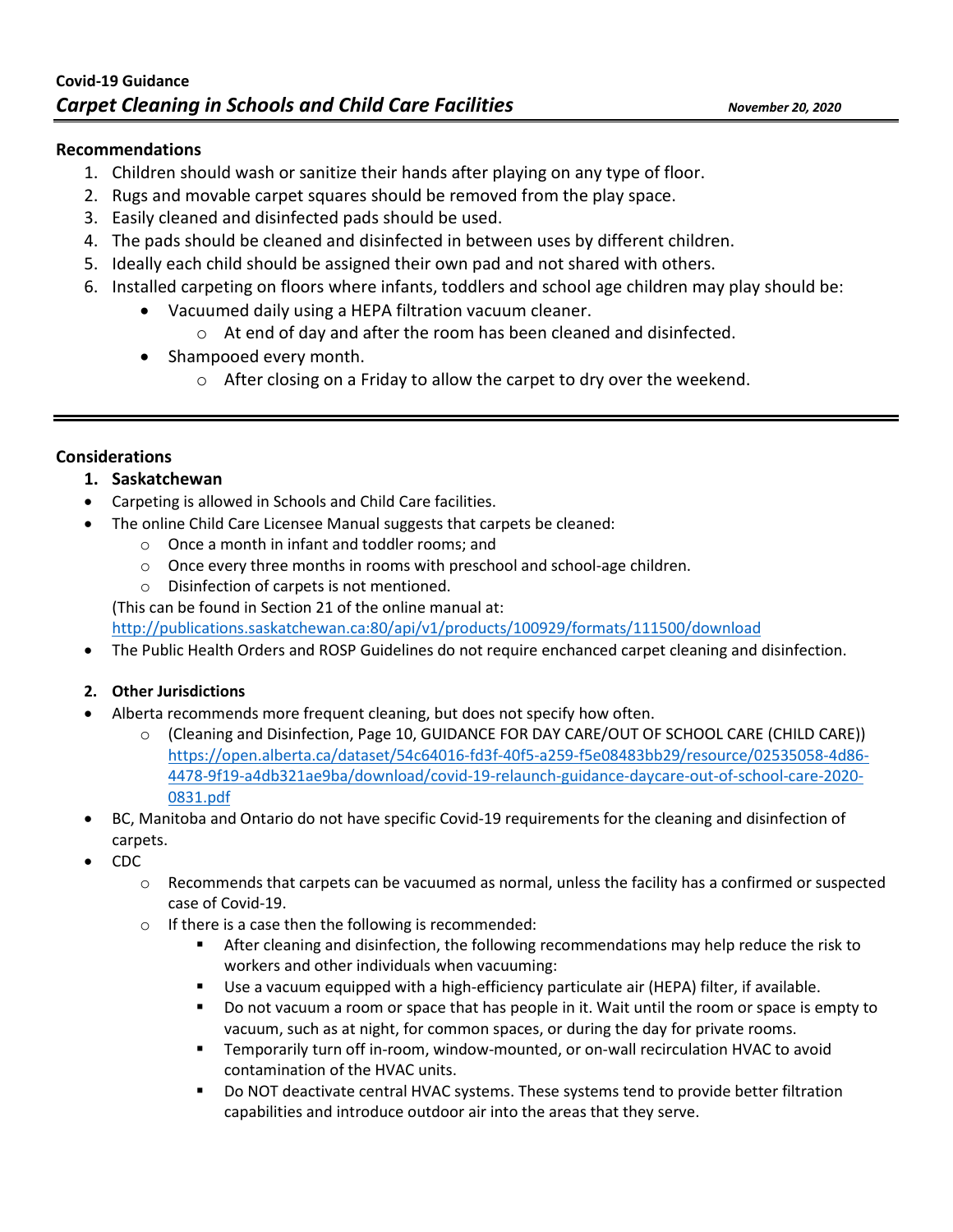**Covid-19 Guidance**

# *Carpet Cleaning in Schools and Child Care Facilities*

***November 20, 2020***

---

## Recommendations

1. Children should wash or sanitize their hands after playing on any type of floor.
2. Rugs and movable carpet squares should be removed from the play space.
3. Easily cleaned and disinfected pads should be used.
4. The pads should be cleaned and disinfected in between uses by different children.
5. Ideally each child should be assigned their own pad and not shared with others.
6. Installed carpeting on floors where infants, toddlers and school age children may play should be:
   - Vacuumed daily using a HEPA filtration vacuum cleaner.
     - At end of day and after the room has been cleaned and disinfected.
   - Shampooed every month.
     - After closing on a Friday to allow the carpet to dry over the weekend.

---

## Considerations

### 1. Saskatchewan

- Carpeting is allowed in Schools and Child Care facilities.
- The online Child Care Licensee Manual suggests that carpets be cleaned:
  - Once a month in infant and toddler rooms; and
  - Once every three months in rooms with preschool and school-age children.
  - Disinfection of carpets is not mentioned.

  (This can be found in Section 21 of the online manual at: http://publications.saskatchewan.ca:80/api/v1/products/100929/formats/111500/download
- The Public Health Orders and ROSP Guidelines do not require enchanced carpet cleaning and disinfection.

### 2. Other Jurisdictions

- Alberta recommends more frequent cleaning, but does not specify how often.
  - (Cleaning and Disinfection, Page 10, GUIDANCE FOR DAY CARE/OUT OF SCHOOL CARE (CHILD CARE)) https://open.alberta.ca/dataset/54c64016-fd3f-40f5-a259-f5e08483bb29/resource/02535058-4d86-4478-9f19-a4db321ae9ba/download/covid-19-relaunch-guidance-daycare-out-of-school-care-2020-0831.pdf
- BC, Manitoba and Ontario do not have specific Covid-19 requirements for the cleaning and disinfection of carpets.
- CDC
  - Recommends that carpets can be vacuumed as normal, unless the facility has a confirmed or suspected case of Covid-19.
  - If there is a case then the following is recommended:
    - After cleaning and disinfection, the following recommendations may help reduce the risk to workers and other individuals when vacuuming:
    - Use a vacuum equipped with a high-efficiency particulate air (HEPA) filter, if available.
    - Do not vacuum a room or space that has people in it. Wait until the room or space is empty to vacuum, such as at night, for common spaces, or during the day for private rooms.
    - Temporarily turn off in-room, window-mounted, or on-wall recirculation HVAC to avoid contamination of the HVAC units.
    - Do NOT deactivate central HVAC systems. These systems tend to provide better filtration capabilities and introduce outdoor air into the areas that they serve.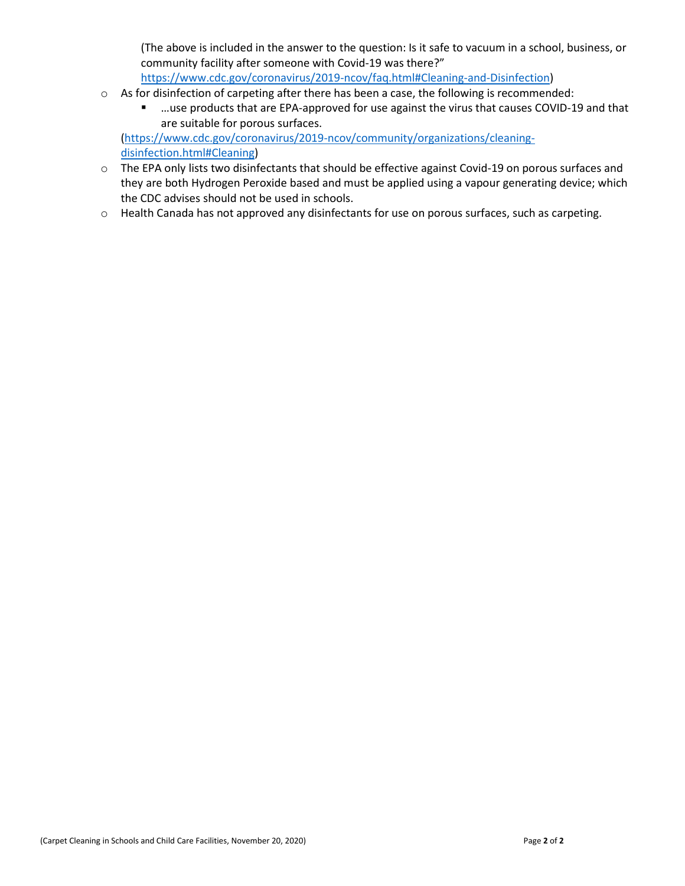(The above is included in the answer to the question: Is it safe to vacuum in a school, business, or community facility after someone with Covid-19 was there?" https://www.cdc.gov/coronavirus/2019-ncov/faq.html#Cleaning-and-Disinfection)

- As for disinfection of carpeting after there has been a case, the following is recommended:
  - …use products that are EPA-approved for use against the virus that causes COVID-19 and that are suitable for porous surfaces.

  (https://www.cdc.gov/coronavirus/2019-ncov/community/organizations/cleaning-disinfection.html#Cleaning)
- The EPA only lists two disinfectants that should be effective against Covid-19 on porous surfaces and they are both Hydrogen Peroxide based and must be applied using a vapour generating device; which the CDC advises should not be used in schools.
- Health Canada has not approved any disinfectants for use on porous surfaces, such as carpeting.